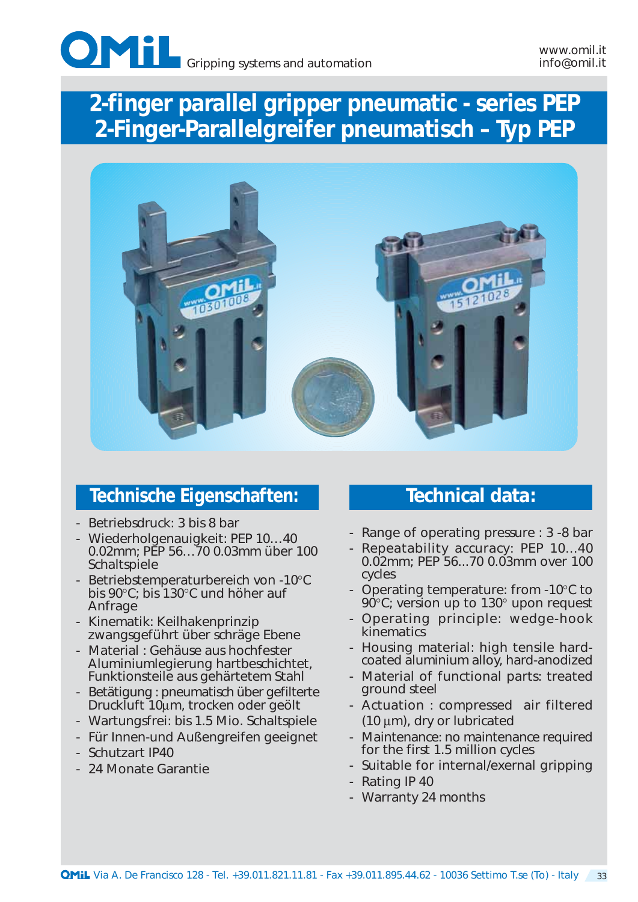OMIL Gripping systems and automation

www.omil.it
info@omil.it

# 2-finger parallel gripper pneumatic - series PEP
# 2-Finger-Parallelgreifer pneumatisch – Typ PEP

## Technische Eigenschaften:

- Betriebsdruck: 3 bis 8 bar
- Wiederholgenauigkeit: PEP 10…40 0.02mm; PEP 56…70 0.03mm über 100 Schaltspiele
- Betriebstemperaturbereich von -10°C bis 90°C; bis 130°C und höher auf Anfrage
- Kinematik: Keilhakenprinzip zwangsgeführt über schräge Ebene
- Material : Gehäuse aus hochfester Aluminiumlegierung hartbeschichtet, Funktionsteile aus gehärtetem Stahl
- Betätigung : pneumatisch über gefilterte Druckluft 10µm, trocken oder geölt
- Wartungsfrei: bis 1.5 Mio. Schaltspiele
- Für Innen-und Außengreifen geeignet
- Schutzart IP40
- 24 Monate Garantie

## Technical data:

- Range of operating pressure : 3 -8 bar
- Repeatability accuracy: PEP 10...40 0.02mm; PEP 56...70 0.03mm over 100 cycles
- Operating temperature: from -10°C to 90°C; version up to 130° upon request
- Operating principle: wedge-hook kinematics
- Housing material: high tensile hard-coated aluminium alloy, hard-anodized
- Material of functional parts: treated ground steel
- Actuation : compressed air filtered (10 µm), dry or lubricated
- Maintenance: no maintenance required for the first 1.5 million cycles
- Suitable for internal/exernal gripping
- Rating IP 40
- Warranty 24 months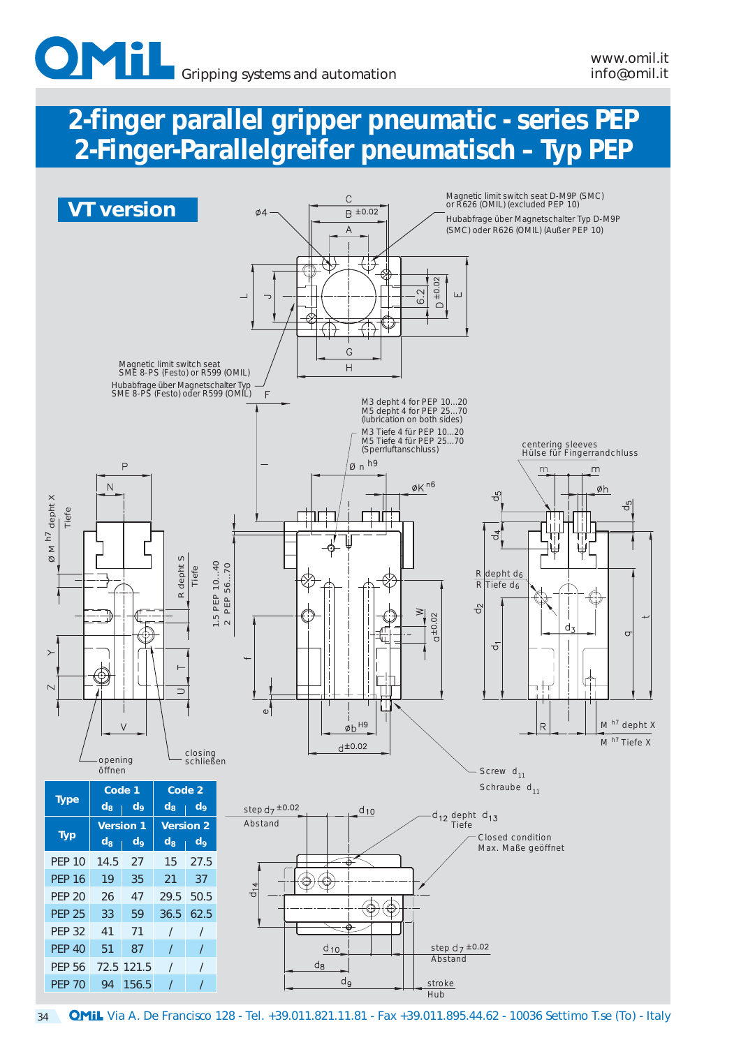# 2-finger parallel gripper pneumatic - series PEP
# 2-Finger-Parallelgreifer pneumatisch – Typ PEP

## VT version

Magnetic limit switch seat D-M9P (SMC) or R626 (OMIL) (excluded PEP 10)

Hubabfrage über Magnetschalter Typ D-M9P (SMC) oder R626 (OMIL) (Außer PEP 10)

Magnetic limit switch seat SME 8-PS (Festo) or R599 (OMIL)

Hubabfrage über Magnetschalter Typ SME 8-PS (Festo) oder R599 (OMIL)

M3 depht 4 for PEP 10...20
M5 depht 4 for PEP 25...70
(lubrication on both sides)

M3 Tiefe 4 für PEP 10...20
M5 Tiefe 4 für PEP 25...70
(Sperrluftanschluss)

centering sleeves
Hülse für Fingerrandchluss

R depht $d_6$
R Tiefe $d_6$

M $^{h7}$ depht X
M $^{h7}$ Tiefe X

Ø M $^{h7}$ depht X Tiefe

R depht S Tiefe

1.5 PEP 10...40
2 PEP 56...70

opening
öffnen

closing
schließen

Screw $d_{11}$
Schraube $d_{11}$

step $d_7$ $^{\pm 0.02}$
Abstand

$d_{12}$ depht $d_{13}$
Tiefe

Closed condition
Max. Maße geöffnet

stroke
Hub

| Type / Typ | Code 1 / Version 1 | | Code 2 / Version 2 | |
|---|---|---|---|---|
| | $d_8$ | $d_9$ | $d_8$ | $d_9$ |
| PEP 10 | 14.5 | 27 | 15 | 27.5 |
| PEP 16 | 19 | 35 | 21 | 37 |
| PEP 20 | 26 | 47 | 29.5 | 50.5 |
| PEP 25 | 33 | 59 | 36.5 | 62.5 |
| PEP 32 | 41 | 71 | / | / |
| PEP 40 | 51 | 87 | / | / |
| PEP 56 | 72.5 | 121.5 | / | / |
| PEP 70 | 94 | 156.5 | / | / |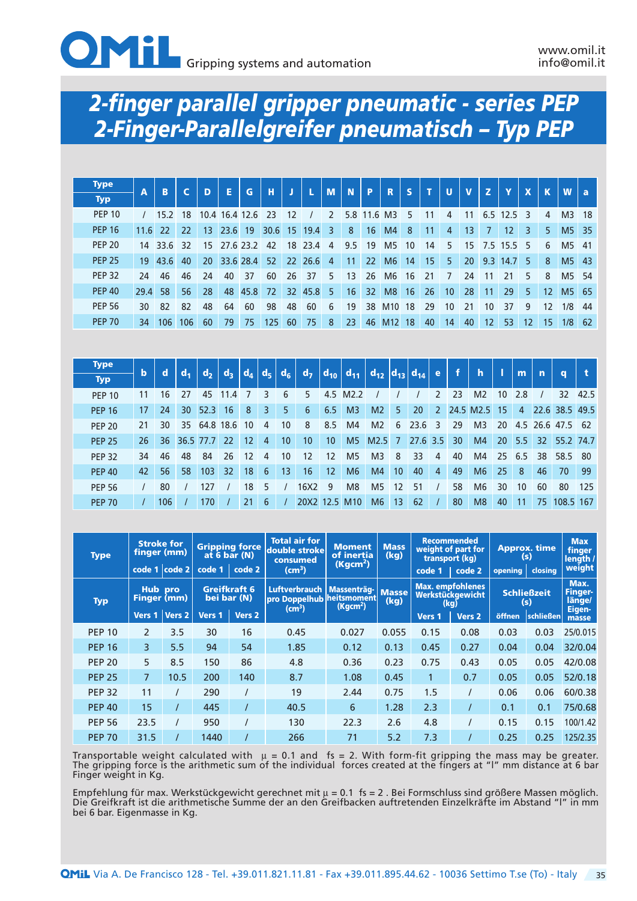# 2-finger parallel gripper pneumatic - series PEP
# 2-Finger-Parallelgreifer pneumatisch – Typ PEP

| Type / Typ | A | B | C | D | E | G | H | J | L | M | N | P | R | S | T | U | V | Z | Y | X | K | W | a |
|---|---|---|---|---|---|---|---|---|---|---|---|---|---|---|---|---|---|---|---|---|---|---|---|
| PEP 10 | / | 15.2 | 18 | 10.4 | 16.4 | 12.6 | 23 | 12 | / | 2 | 5.8 | 11.6 | M3 | 5 | 11 | 4 | 11 | 6.5 | 12.5 | 3 | 4 | M3 | 18 |
| PEP 16 | 11.6 | 22 | 22 | 13 | 23.6 | 19 | 30.6 | 15 | 19.4 | 3 | 8 | 16 | M4 | 8 | 11 | 4 | 13 | 7 | 12 | 3 | 5 | M5 | 35 |
| PEP 20 | 14 | 33.6 | 32 | 15 | 27.6 | 23.2 | 42 | 18 | 23.4 | 4 | 9.5 | 19 | M5 | 10 | 14 | 5 | 15 | 7.5 | 15.5 | 5 | 6 | M5 | 41 |
| PEP 25 | 19 | 43.6 | 40 | 20 | 33.6 | 28.4 | 52 | 22 | 26.6 | 4 | 11 | 22 | M6 | 14 | 15 | 5 | 20 | 9.3 | 14.7 | 5 | 8 | M5 | 43 |
| PEP 32 | 24 | 46 | 46 | 24 | 40 | 37 | 60 | 26 | 37 | 5 | 13 | 26 | M6 | 16 | 21 | 7 | 24 | 11 | 21 | 5 | 8 | M5 | 54 |
| PEP 40 | 29.4 | 58 | 56 | 28 | 48 | 45.8 | 72 | 32 | 45.8 | 5 | 16 | 32 | M8 | 16 | 26 | 10 | 28 | 11 | 29 | 5 | 12 | M5 | 65 |
| PEP 56 | 30 | 82 | 82 | 48 | 64 | 60 | 98 | 48 | 60 | 6 | 19 | 38 | M10 | 18 | 29 | 10 | 21 | 10 | 37 | 9 | 12 | 1/8 | 44 |
| PEP 70 | 34 | 106 | 106 | 60 | 79 | 75 | 125 | 60 | 75 | 8 | 23 | 46 | M12 | 18 | 40 | 14 | 40 | 12 | 53 | 12 | 15 | 1/8 | 62 |

| Type / Typ | b | d | $d_1$ | $d_2$ | $d_3$ | $d_4$ | $d_5$ | $d_6$ | $d_7$ | $d_{10}$ | $d_{11}$ | $d_{12}$ | $d_{13}$ | $d_{14}$ | e | f | h | l | m | n | q | t |
|---|---|---|---|---|---|---|---|---|---|---|---|---|---|---|---|---|---|---|---|---|---|---|
| PEP 10 | 11 | 16 | 27 | 45 | 11.4 | 7 | 3 | 6 | 5 | 4.5 | M2.2 | / | / | / | 2 | 23 | M2 | 10 | 2.8 | / | 32 | 42.5 |
| PEP 16 | 17 | 24 | 30 | 52.3 | 16 | 8 | 3 | 5 | 6 | 6.5 | M3 | M2 | 5 | 20 | 2 | 24.5 | M2.5 | 15 | 4 | 22.6 | 38.5 | 49.5 |
| PEP 20 | 21 | 30 | 35 | 64.8 | 18.6 | 10 | 4 | 10 | 8 | 8.5 | M4 | M2 | 6 | 23.6 | 3 | 29 | M3 | 20 | 4.5 | 26.6 | 47.5 | 62 |
| PEP 25 | 26 | 36 | 36.5 | 77.7 | 22 | 12 | 4 | 10 | 10 | 10 | M5 | M2.5 | 7 | 27.6 | 3.5 | 30 | M4 | 20 | 5.5 | 32 | 55.2 | 74.7 |
| PEP 32 | 34 | 46 | 48 | 84 | 26 | 12 | 4 | 10 | 12 | 12 | M5 | M3 | 8 | 33 | 4 | 40 | M4 | 25 | 6.5 | 38 | 58.5 | 80 |
| PEP 40 | 42 | 56 | 58 | 103 | 32 | 18 | 6 | 13 | 16 | 12 | M6 | M4 | 10 | 40 | 4 | 49 | M6 | 25 | 8 | 46 | 70 | 99 |
| PEP 56 | / | 80 | / | 127 | / | 18 | 5 | / | 16X2 | 9 | M8 | M5 | 12 | 51 | / | 58 | M6 | 30 | 10 | 60 | 80 | 125 |
| PEP 70 | / | 106 | / | 170 | / | 21 | 6 | / | 20X2 | 12.5 | M10 | M6 | 13 | 62 | / | 80 | M8 | 40 | 11 | 75 | 108.5 | 167 |

| Type / Typ | Stroke for finger (mm) / Hub pro Finger (mm) | | Gripping force at 6 bar (N) / Greifkraft 6 bei bar (N) | | Total air for double stroke consumed ($cm^3$) / Luftverbrauch pro Doppelhub ($cm^3$) | Moment of inertia ($Kgcm^2$) / Massenträgheitsmoment ($Kgcm^2$) | Mass (kg) / Masse (kg) | Recommended weight of part for transport (kg) / Max. empfohlenes Werkstückgewicht (kg) | | Approx. time (s) / Schließzeit (s) | | Max finger length / weight / Max. Fingerlänge/ Eigenmasse |
|---|---|---|---|---|---|---|---|---|---|---|---|---|
| | code 1 / Vers 1 | code 2 / Vers 2 | code 1 / Vers 1 | code 2 / Vers 2 | | | | code 1 / Vers 1 | code 2 / Vers 2 | opening / öffnen | closing / schließen | |
| PEP 10 | 2 | 3.5 | 30 | 16 | 0.45 | 0.027 | 0.055 | 0.15 | 0.08 | 0.03 | 0.03 | 25/0.015 |
| PEP 16 | 3 | 5.5 | 94 | 54 | 1.85 | 0.12 | 0.13 | 0.45 | 0.27 | 0.04 | 0.04 | 32/0.04 |
| PEP 20 | 5 | 8.5 | 150 | 86 | 4.8 | 0.36 | 0.23 | 0.75 | 0.43 | 0.05 | 0.05 | 42/0.08 |
| PEP 25 | 7 | 10.5 | 200 | 140 | 8.7 | 1.08 | 0.45 | 1 | 0.7 | 0.05 | 0.05 | 52/0.18 |
| PEP 32 | 11 | / | 290 | / | 19 | 2.44 | 0.75 | 1.5 | / | 0.06 | 0.06 | 60/0.38 |
| PEP 40 | 15 | / | 445 | / | 40.5 | 6 | 1.28 | 2.3 | / | 0.1 | 0.1 | 75/0.68 |
| PEP 56 | 23.5 | / | 950 | / | 130 | 22.3 | 2.6 | 4.8 | / | 0.15 | 0.15 | 100/1.42 |
| PEP 70 | 31.5 | / | 1440 | / | 266 | 71 | 5.2 | 7.3 | / | 0.25 | 0.25 | 125/2.35 |

Transportable weight calculated with $\mu = 0.1$ and fs = 2. With form-fit gripping the mass may be greater. The gripping force is the arithmetic sum of the individual forces created at the fingers at "l" mm distance at 6 bar Finger weight in Kg.

Empfehlung für max. Werkstückgewicht gerechnet mit $\mu = 0.1$ fs = 2 . Bei Formschluss sind größere Massen möglich. Die Greifkraft ist die arithmetische Summe der an den Greifbacken auftretenden Einzelkräfte im Abstand "l" in mm bei 6 bar. Eigenmasse in Kg.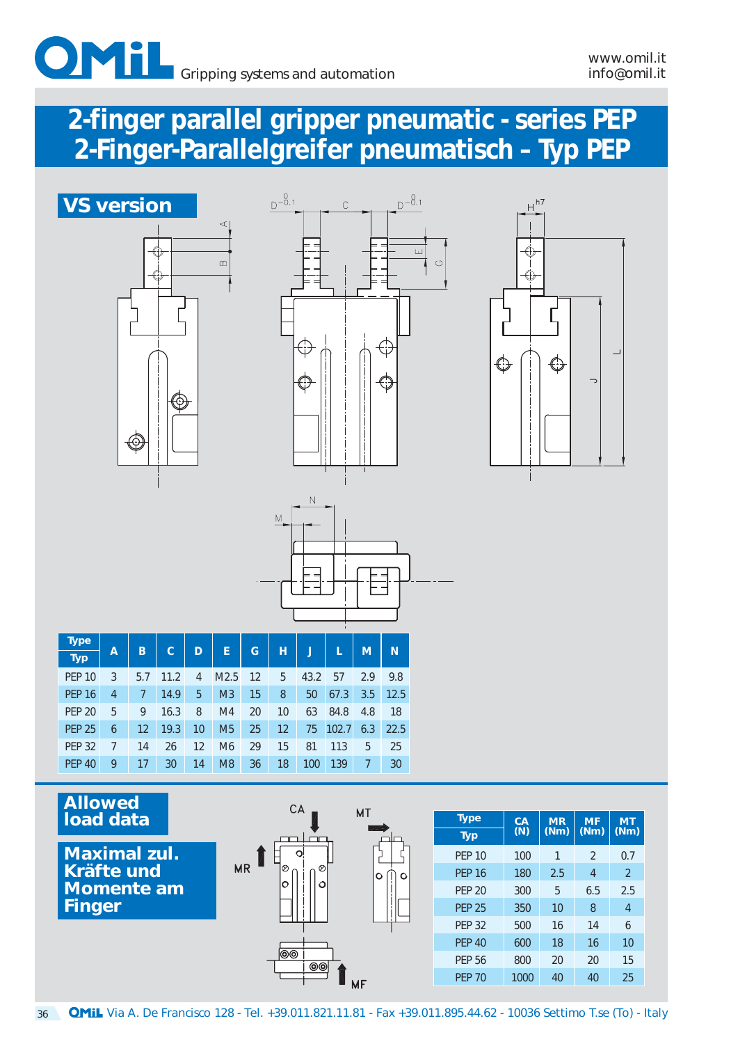# 2-finger parallel gripper pneumatic - series PEP
# 2-Finger-Parallelgreifer pneumatisch – Typ PEP

## VS version

| Type / Typ | A | B | C | D | E | G | H | J | L | M | N |
|---|---|---|---|---|---|---|---|---|---|---|---|
| PEP 10 | 3 | 5.7 | 11.2 | 4 | M2.5 | 12 | 5 | 43.2 | 57 | 2.9 | 9.8 |
| PEP 16 | 4 | 7 | 14.9 | 5 | M3 | 15 | 8 | 50 | 67.3 | 3.5 | 12.5 |
| PEP 20 | 5 | 9 | 16.3 | 8 | M4 | 20 | 10 | 63 | 84.8 | 4.8 | 18 |
| PEP 25 | 6 | 12 | 19.3 | 10 | M5 | 25 | 12 | 75 | 102.7 | 6.3 | 22.5 |
| PEP 32 | 7 | 14 | 26 | 12 | M6 | 29 | 15 | 81 | 113 | 5 | 25 |
| PEP 40 | 9 | 17 | 30 | 14 | M8 | 36 | 18 | 100 | 139 | 7 | 30 |

## Allowed load data

## Maximal zul. Kräfte und Momente am Finger

| Type / Typ | CA (N) | MR (Nm) | MF (Nm) | MT (Nm) |
|---|---|---|---|---|
| PEP 10 | 100 | 1 | 2 | 0.7 |
| PEP 16 | 180 | 2.5 | 4 | 2 |
| PEP 20 | 300 | 5 | 6.5 | 2.5 |
| PEP 25 | 350 | 10 | 8 | 4 |
| PEP 32 | 500 | 16 | 14 | 6 |
| PEP 40 | 600 | 18 | 16 | 10 |
| PEP 56 | 800 | 20 | 20 | 15 |
| PEP 70 | 1000 | 40 | 40 | 25 |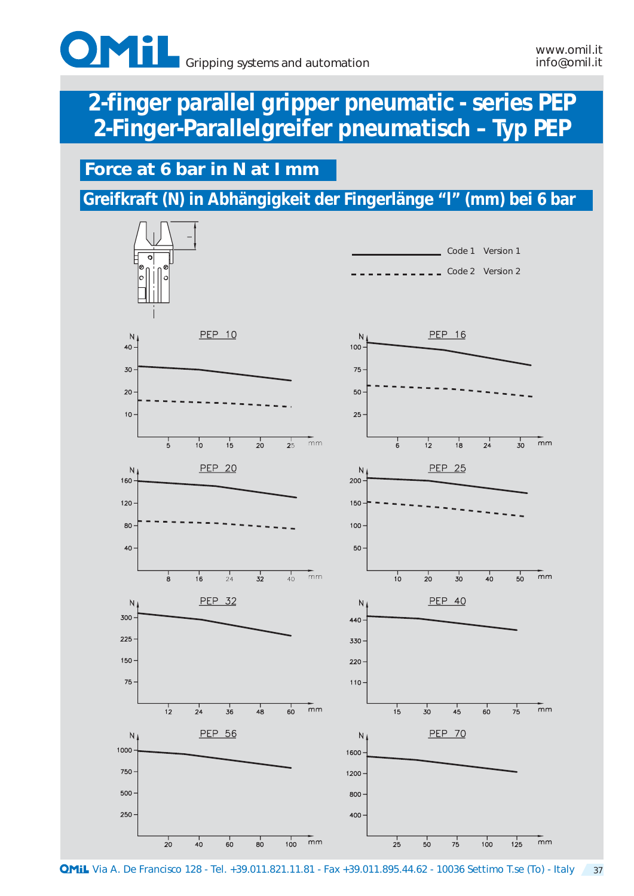# 2-finger parallel gripper pneumatic - series PEP
# 2-Finger-Parallelgreifer pneumatisch – Typ PEP

## Force at 6 bar in N at l mm

## Greifkraft (N) in Abhängigkeit der Fingerlänge “l” (mm) bei 6 bar

l

Code 1 Version 1

Code 2 Version 2

PEP 10

N: 10, 20, 30, 40

mm: 5, 10, 15, 20, 25

PEP 16

N: 25, 50, 75, 100

mm: 6, 12, 18, 24, 30

PEP 20

N: 40, 80, 120, 160

mm: 8, 16, 24, 32, 40

PEP 25

N: 50, 100, 150, 200

mm: 10, 20, 30, 40, 50

PEP 32

N: 75, 150, 225, 300

mm: 12, 24, 36, 48, 60

PEP 40

N: 110, 220, 330, 440

mm: 15, 30, 45, 60, 75

PEP 56

N: 250, 500, 750, 1000

mm: 20, 40, 60, 80, 100

PEP 70

N: 400, 800, 1200, 1600

mm: 25, 50, 75, 100, 125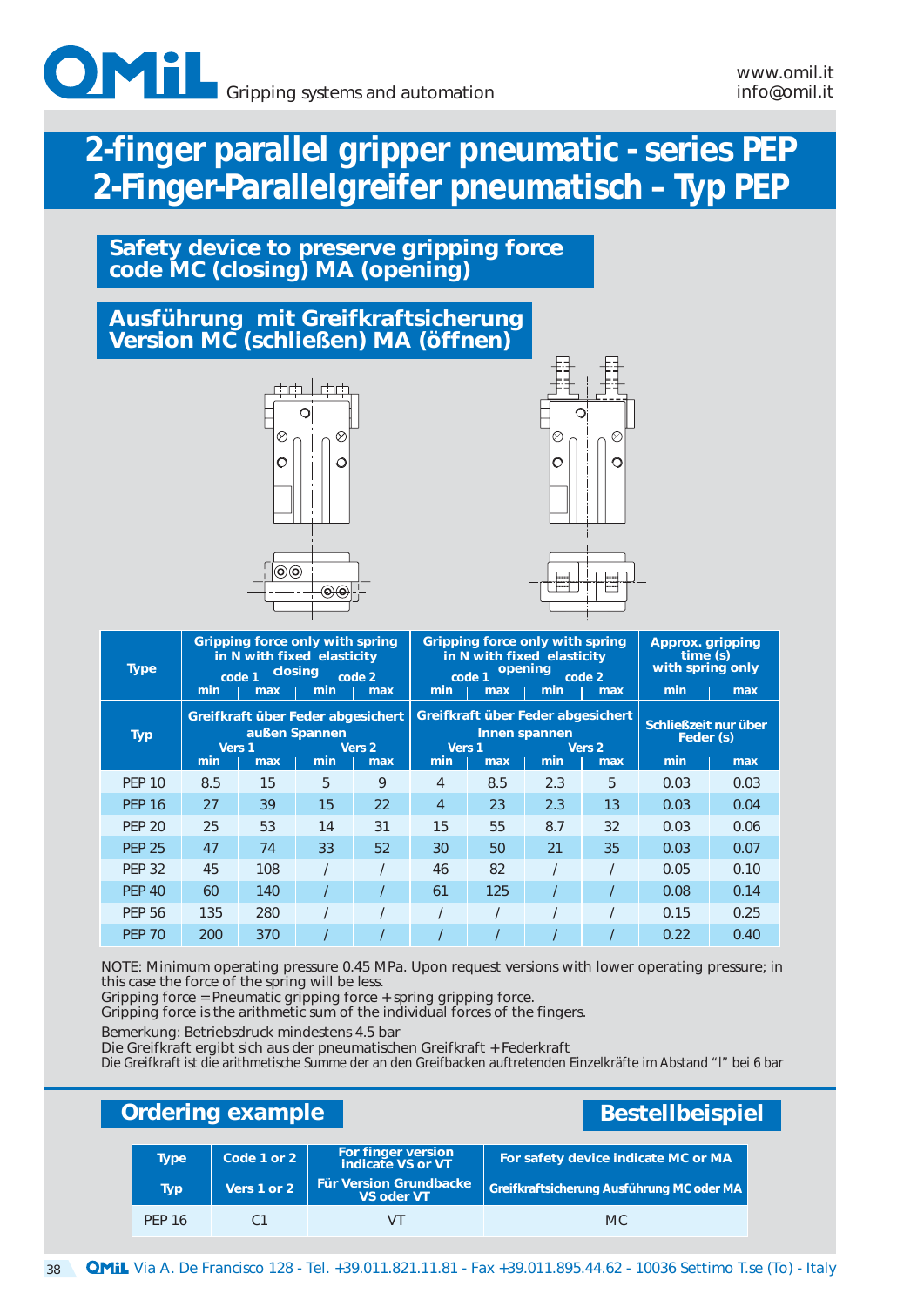# 2-finger parallel gripper pneumatic - series PEP
# 2-Finger-Parallelgreifer pneumatisch – Typ PEP

## Safety device to preserve gripping force code MC (closing) MA (opening)

## Ausführung mit Greifkraftsicherung Version MC (schließen) MA (öffnen)

| Type | Gripping force only with spring in N with fixed elasticity closing | | | | Gripping force only with spring in N with fixed elasticity opening | | | | Approx. gripping time (s) with spring only | |
|---|---|---|---|---|---|---|---|---|---|---|
| | code 1 | | code 2 | | code 1 | | code 2 | | | |
| | min | max | min | max | min | max | min | max | min | max |
| **Typ** | **Greifkraft über Feder abgesichert außen Spannen** | | | | **Greifkraft über Feder abgesichert Innen spannen** | | | | **Schließzeit nur über Feder (s)** | |
| | Vers 1 | | Vers 2 | | Vers 1 | | Vers 2 | | | |
| | min | max | min | max | min | max | min | max | min | max |
| PEP 10 | 8.5 | 15 | 5 | 9 | 4 | 8.5 | 2.3 | 5 | 0.03 | 0.03 |
| PEP 16 | 27 | 39 | 15 | 22 | 4 | 23 | 2.3 | 13 | 0.03 | 0.04 |
| PEP 20 | 25 | 53 | 14 | 31 | 15 | 55 | 8.7 | 32 | 0.03 | 0.06 |
| PEP 25 | 47 | 74 | 33 | 52 | 30 | 50 | 21 | 35 | 0.03 | 0.07 |
| PEP 32 | 45 | 108 | / | / | 46 | 82 | / | / | 0.05 | 0.10 |
| PEP 40 | 60 | 140 | / | / | 61 | 125 | / | / | 0.08 | 0.14 |
| PEP 56 | 135 | 280 | / | / | / | / | / | / | 0.15 | 0.25 |
| PEP 70 | 200 | 370 | / | / | / | / | / | / | 0.22 | 0.40 |

NOTE: Minimum operating pressure 0.45 MPa. Upon request versions with lower operating pressure; in this case the force of the spring will be less.
Gripping force = Pneumatic gripping force + spring gripping force.
Gripping force is the arithmetic sum of the individual forces of the fingers.

Bemerkung: Betriebsdruck mindestens 4.5 bar
Die Greifkraft ergibt sich aus der pneumatischen Greifkraft + Federkraft
Die Greifkraft ist die arithmetische Summe der an den Greifbacken auftretenden Einzelkräfte im Abstand "l" bei 6 bar

## Ordering example

## Bestellbeispiel

| Type | Code 1 or 2 | For finger version indicate VS or VT | For safety device indicate MC or MA |
|---|---|---|---|
| **Typ** | **Vers 1 or 2** | **Für Version Grundbacke VS oder VT** | **Greifkraftsicherung Ausführung MC oder MA** |
| PEP 16 | C1 | VT | MC |